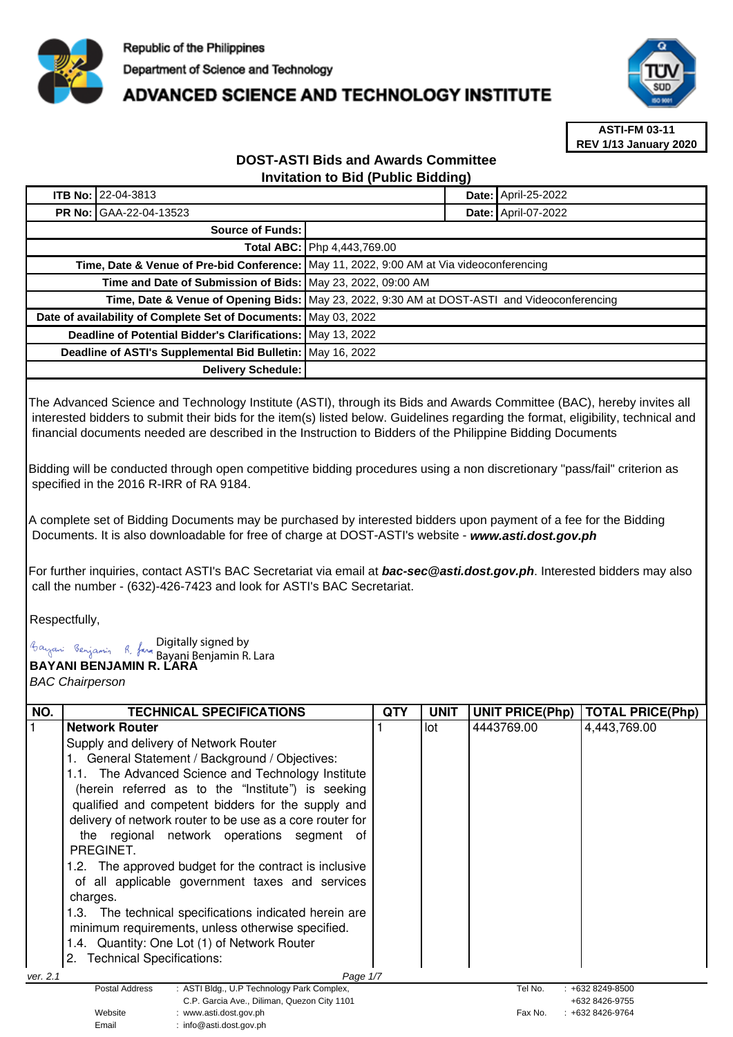Republic of the Philippines

Department of Science and Technology

# ADVANCED SCIENCE AND TECHNOLOGY INSTITUTE

**ASTI-FM 03-11**
**REV 1/13 January 2020**

## DOST-ASTI Bids and Awards Committee
## Invitation to Bid (Public Bidding)

| **ITB No:** | 22-04-3813 | **Date:** | April-25-2022 |
|---|---|---|---|
| **PR No:** | GAA-22-04-13523 | **Date:** | April-07-2022 |

| | |
|---|---|
| **Source of Funds:** | |
| **Total ABC:** | Php 4,443,769.00 |
| **Time, Date & Venue of Pre-bid Conference:** | May 11, 2022, 9:00 AM at Via videoconferencing |
| **Time and Date of Submission of Bids:** | May 23, 2022, 09:00 AM |
| **Time, Date & Venue of Opening Bids:** | May 23, 2022, 9:30 AM at DOST-ASTI and Videoconferencing |
| **Date of availability of Complete Set of Documents:** | May 03, 2022 |
| **Deadline of Potential Bidder's Clarifications:** | May 13, 2022 |
| **Deadline of ASTI's Supplemental Bid Bulletin:** | May 16, 2022 |
| **Delivery Schedule:** | |

The Advanced Science and Technology Institute (ASTI), through its Bids and Awards Committee (BAC), hereby invites all interested bidders to submit their bids for the item(s) listed below. Guidelines regarding the format, eligibility, technical and financial documents needed are described in the Instruction to Bidders of the Philippine Bidding Documents

Bidding will be conducted through open competitive bidding procedures using a non discretionary "pass/fail" criterion as specified in the 2016 R-IRR of RA 9184.

A complete set of Bidding Documents may be purchased by interested bidders upon payment of a fee for the Bidding Documents. It is also downloadable for free of charge at DOST-ASTI's website - ***www.asti.dost.gov.ph***

For further inquiries, contact ASTI's BAC Secretariat via email at ***bac-sec@asti.dost.gov.ph***. Interested bidders may also call the number - (632)-426-7423 and look for ASTI's BAC Secretariat.

Respectfully,

Digitally signed by Bayani Benjamin R. Lara

**BAYANI BENJAMIN R. LARA**
*BAC Chairperson*

| NO. | TECHNICAL SPECIFICATIONS | QTY | UNIT | UNIT PRICE(Php) | TOTAL PRICE(Php) |
|---|---|---|---|---|---|
| 1 | **Network Router**<br>Supply and delivery of Network Router<br>1. General Statement / Background / Objectives:<br>1.1. The Advanced Science and Technology Institute (herein referred as to the "Institute") is seeking qualified and competent bidders for the supply and delivery of network router to be use as a core router for the regional network operations segment of PREGINET.<br>1.2. The approved budget for the contract is inclusive of all applicable government taxes and services charges.<br>1.3. The technical specifications indicated herein are minimum requirements, unless otherwise specified.<br>1.4. Quantity: One Lot (1) of Network Router<br>2. Technical Specifications: | 1 | lot | 4443769.00 | 4,443,769.00 |

ver. 2.1

Postal Address: ASTI Bldg., U.P Technology Park Complex, C.P. Garcia Ave., Diliman, Quezon City 1101
Website: www.asti.dost.gov.ph
Email: info@asti.dost.gov.ph
Tel No.: +632 8249-8500, +632 8426-9755
Fax No.: +632 8426-9764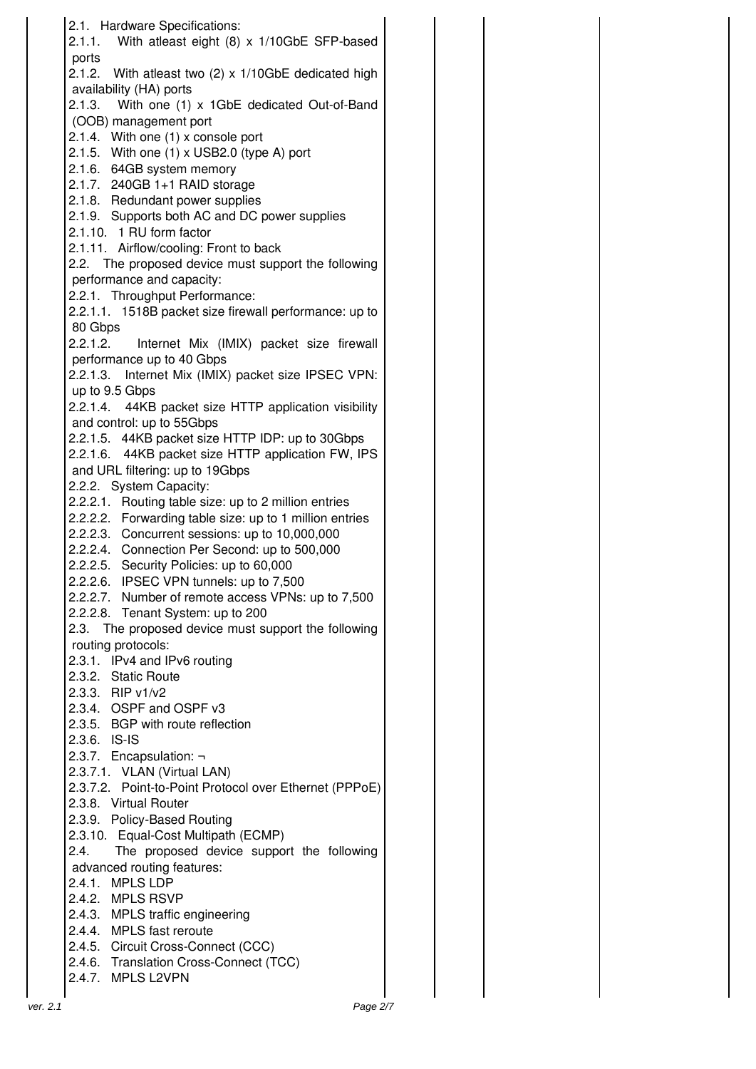| | | | | |
|---|---|---|---|---|
| 2.1. Hardware Specifications:<br>2.1.1. With atleast eight (8) x 1/10GbE SFP-based ports<br>2.1.2. With atleast two (2) x 1/10GbE dedicated high availability (HA) ports<br>2.1.3. With one (1) x 1GbE dedicated Out-of-Band (OOB) management port<br>2.1.4. With one (1) x console port<br>2.1.5. With one (1) x USB2.0 (type A) port<br>2.1.6. 64GB system memory<br>2.1.7. 240GB 1+1 RAID storage<br>2.1.8. Redundant power supplies<br>2.1.9. Supports both AC and DC power supplies<br>2.1.10. 1 RU form factor<br>2.1.11. Airflow/cooling: Front to back<br>2.2. The proposed device must support the following performance and capacity:<br>2.2.1. Throughput Performance:<br>2.2.1.1. 1518B packet size firewall performance: up to 80 Gbps<br>2.2.1.2. Internet Mix (IMIX) packet size firewall performance up to 40 Gbps<br>2.2.1.3. Internet Mix (IMIX) packet size IPSEC VPN: up to 9.5 Gbps<br>2.2.1.4. 44KB packet size HTTP application visibility and control: up to 55Gbps<br>2.2.1.5. 44KB packet size HTTP IDP: up to 30Gbps<br>2.2.1.6. 44KB packet size HTTP application FW, IPS and URL filtering: up to 19Gbps<br>2.2.2. System Capacity:<br>2.2.2.1. Routing table size: up to 2 million entries<br>2.2.2.2. Forwarding table size: up to 1 million entries<br>2.2.2.3. Concurrent sessions: up to 10,000,000<br>2.2.2.4. Connection Per Second: up to 500,000<br>2.2.2.5. Security Policies: up to 60,000<br>2.2.2.6. IPSEC VPN tunnels: up to 7,500<br>2.2.2.7. Number of remote access VPNs: up to 7,500<br>2.2.2.8. Tenant System: up to 200<br>2.3. The proposed device must support the following routing protocols:<br>2.3.1. IPv4 and IPv6 routing<br>2.3.2. Static Route<br>2.3.3. RIP v1/v2<br>2.3.4. OSPF and OSPF v3<br>2.3.5. BGP with route reflection<br>2.3.6. IS-IS<br>2.3.7. Encapsulation: ¬<br>2.3.7.1. VLAN (Virtual LAN)<br>2.3.7.2. Point-to-Point Protocol over Ethernet (PPPoE)<br>2.3.8. Virtual Router<br>2.3.9. Policy-Based Routing<br>2.3.10. Equal-Cost Multipath (ECMP)<br>2.4. The proposed device support the following advanced routing features:<br>2.4.1. MPLS LDP<br>2.4.2. MPLS RSVP<br>2.4.3. MPLS traffic engineering<br>2.4.4. MPLS fast reroute<br>2.4.5. Circuit Cross-Connect (CCC)<br>2.4.6. Translation Cross-Connect (TCC)<br>2.4.7. MPLS L2VPN | | | | |

ver. 2.1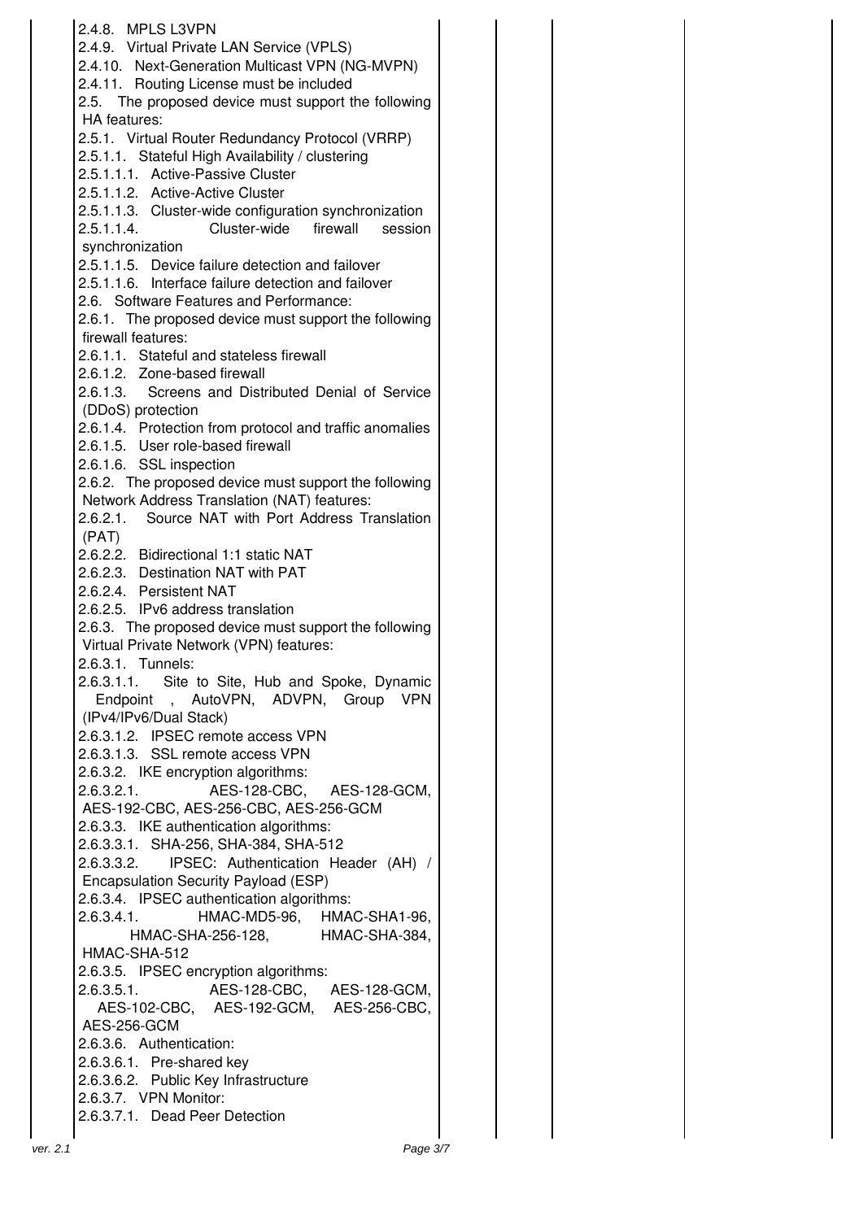| | | | | |
|---|---|---|---|---|
| | 2.4.8. MPLS L3VPN<br>2.4.9. Virtual Private LAN Service (VPLS)<br>2.4.10. Next-Generation Multicast VPN (NG-MVPN)<br>2.4.11. Routing License must be included<br>2.5. The proposed device must support the following HA features:<br>2.5.1. Virtual Router Redundancy Protocol (VRRP)<br>2.5.1.1. Stateful High Availability / clustering<br>2.5.1.1.1. Active-Passive Cluster<br>2.5.1.1.2. Active-Active Cluster<br>2.5.1.1.3. Cluster-wide configuration synchronization<br>2.5.1.1.4. Cluster-wide firewall session synchronization<br>2.5.1.1.5. Device failure detection and failover<br>2.5.1.1.6. Interface failure detection and failover<br>2.6. Software Features and Performance:<br>2.6.1. The proposed device must support the following firewall features:<br>2.6.1.1. Stateful and stateless firewall<br>2.6.1.2. Zone-based firewall<br>2.6.1.3. Screens and Distributed Denial of Service (DDoS) protection<br>2.6.1.4. Protection from protocol and traffic anomalies<br>2.6.1.5. User role-based firewall<br>2.6.1.6. SSL inspection<br>2.6.2. The proposed device must support the following Network Address Translation (NAT) features:<br>2.6.2.1. Source NAT with Port Address Translation (PAT)<br>2.6.2.2. Bidirectional 1:1 static NAT<br>2.6.2.3. Destination NAT with PAT<br>2.6.2.4. Persistent NAT<br>2.6.2.5. IPv6 address translation<br>2.6.3. The proposed device must support the following Virtual Private Network (VPN) features:<br>2.6.3.1. Tunnels:<br>2.6.3.1.1. Site to Site, Hub and Spoke, Dynamic Endpoint , AutoVPN, ADVPN, Group VPN (IPv4/IPv6/Dual Stack)<br>2.6.3.1.2. IPSEC remote access VPN<br>2.6.3.1.3. SSL remote access VPN<br>2.6.3.2. IKE encryption algorithms:<br>2.6.3.2.1. AES-128-CBC, AES-128-GCM, AES-192-CBC, AES-256-CBC, AES-256-GCM<br>2.6.3.3. IKE authentication algorithms:<br>2.6.3.3.1. SHA-256, SHA-384, SHA-512<br>2.6.3.3.2. IPSEC: Authentication Header (AH) / Encapsulation Security Payload (ESP)<br>2.6.3.4. IPSEC authentication algorithms:<br>2.6.3.4.1. HMAC-MD5-96, HMAC-SHA1-96, HMAC-SHA-256-128, HMAC-SHA-384, HMAC-SHA-512<br>2.6.3.5. IPSEC encryption algorithms:<br>2.6.3.5.1. AES-128-CBC, AES-128-GCM, AES-102-CBC, AES-192-GCM, AES-256-CBC, AES-256-GCM<br>2.6.3.6. Authentication:<br>2.6.3.6.1. Pre-shared key<br>2.6.3.6.2. Public Key Infrastructure<br>2.6.3.7. VPN Monitor:<br>2.6.3.7.1. Dead Peer Detection | | | |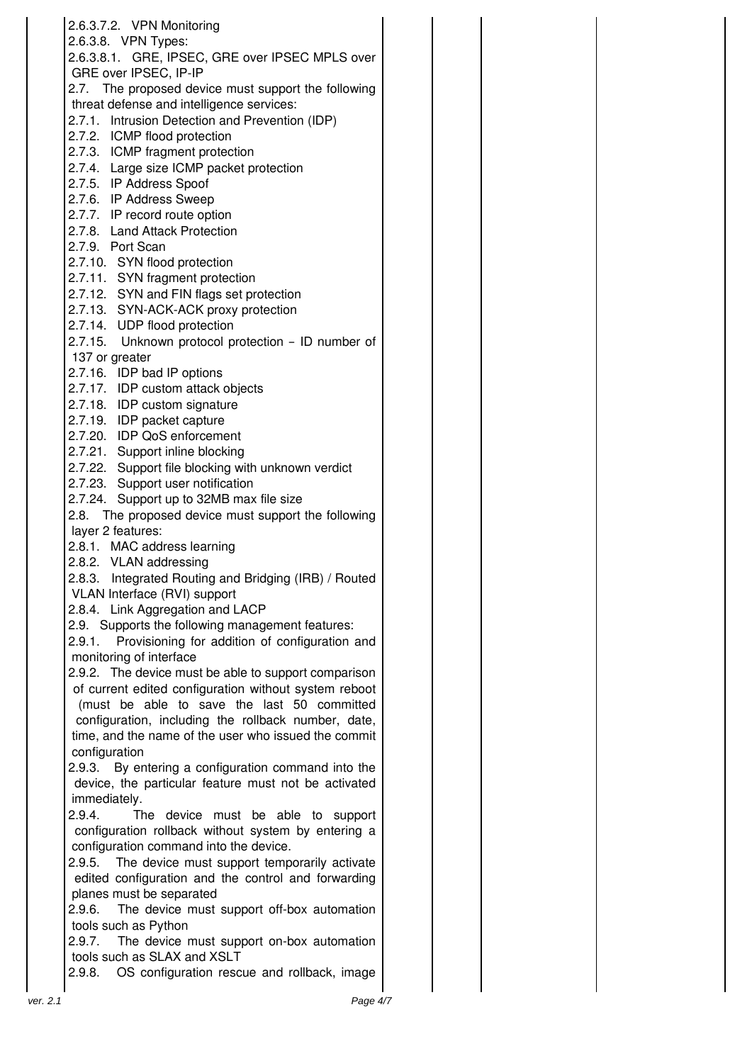| | | | | | |
|---|---|---|---|---|---|
| | 2.6.3.7.2. VPN Monitoring<br>2.6.3.8. VPN Types:<br>2.6.3.8.1. GRE, IPSEC, GRE over IPSEC MPLS over GRE over IPSEC, IP-IP<br>2.7. The proposed device must support the following threat defense and intelligence services:<br>2.7.1. Intrusion Detection and Prevention (IDP)<br>2.7.2. ICMP flood protection<br>2.7.3. ICMP fragment protection<br>2.7.4. Large size ICMP packet protection<br>2.7.5. IP Address Spoof<br>2.7.6. IP Address Sweep<br>2.7.7. IP record route option<br>2.7.8. Land Attack Protection<br>2.7.9. Port Scan<br>2.7.10. SYN flood protection<br>2.7.11. SYN fragment protection<br>2.7.12. SYN and FIN flags set protection<br>2.7.13. SYN-ACK-ACK proxy protection<br>2.7.14. UDP flood protection<br>2.7.15. Unknown protocol protection – ID number of 137 or greater<br>2.7.16. IDP bad IP options<br>2.7.17. IDP custom attack objects<br>2.7.18. IDP custom signature<br>2.7.19. IDP packet capture<br>2.7.20. IDP QoS enforcement<br>2.7.21. Support inline blocking<br>2.7.22. Support file blocking with unknown verdict<br>2.7.23. Support user notification<br>2.7.24. Support up to 32MB max file size<br>2.8. The proposed device must support the following layer 2 features:<br>2.8.1. MAC address learning<br>2.8.2. VLAN addressing<br>2.8.3. Integrated Routing and Bridging (IRB) / Routed VLAN Interface (RVI) support<br>2.8.4. Link Aggregation and LACP<br>2.9. Supports the following management features:<br>2.9.1. Provisioning for addition of configuration and monitoring of interface<br>2.9.2. The device must be able to support comparison of current edited configuration without system reboot (must be able to save the last 50 committed configuration, including the rollback number, date, time, and the name of the user who issued the commit configuration<br>2.9.3. By entering a configuration command into the device, the particular feature must not be activated immediately.<br>2.9.4. The device must be able to support configuration rollback without system by entering a configuration command into the device.<br>2.9.5. The device must support temporarily activate edited configuration and the control and forwarding planes must be separated<br>2.9.6. The device must support off-box automation tools such as Python<br>2.9.7. The device must support on-box automation tools such as SLAX and XSLT<br>2.9.8. OS configuration rescue and rollback, image | | | | |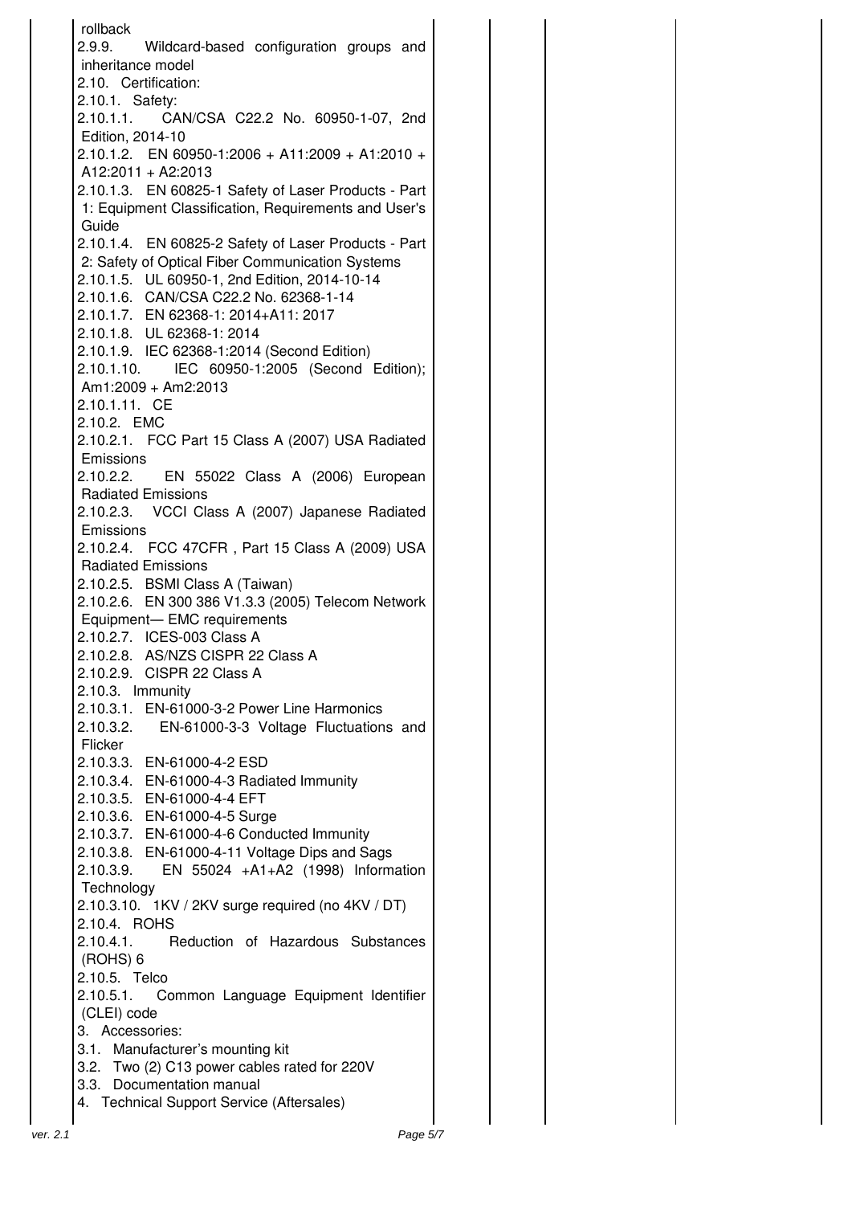| | | | | |
|---|---|---|---|---|
| rollback<br>2.9.9. Wildcard-based configuration groups and inheritance model<br>2.10. Certification:<br>2.10.1. Safety:<br>2.10.1.1. CAN/CSA C22.2 No. 60950-1-07, 2nd Edition, 2014-10<br>2.10.1.2. EN 60950-1:2006 + A11:2009 + A1:2010 + A12:2011 + A2:2013<br>2.10.1.3. EN 60825-1 Safety of Laser Products - Part 1: Equipment Classification, Requirements and User's Guide<br>2.10.1.4. EN 60825-2 Safety of Laser Products - Part 2: Safety of Optical Fiber Communication Systems<br>2.10.1.5. UL 60950-1, 2nd Edition, 2014-10-14<br>2.10.1.6. CAN/CSA C22.2 No. 62368-1-14<br>2.10.1.7. EN 62368-1: 2014+A11: 2017<br>2.10.1.8. UL 62368-1: 2014<br>2.10.1.9. IEC 62368-1:2014 (Second Edition)<br>2.10.1.10. IEC 60950-1:2005 (Second Edition); Am1:2009 + Am2:2013<br>2.10.1.11. CE<br>2.10.2. EMC<br>2.10.2.1. FCC Part 15 Class A (2007) USA Radiated Emissions<br>2.10.2.2. EN 55022 Class A (2006) European Radiated Emissions<br>2.10.2.3. VCCI Class A (2007) Japanese Radiated Emissions<br>2.10.2.4. FCC 47CFR , Part 15 Class A (2009) USA Radiated Emissions<br>2.10.2.5. BSMI Class A (Taiwan)<br>2.10.2.6. EN 300 386 V1.3.3 (2005) Telecom Network Equipment— EMC requirements<br>2.10.2.7. ICES-003 Class A<br>2.10.2.8. AS/NZS CISPR 22 Class A<br>2.10.2.9. CISPR 22 Class A<br>2.10.3. Immunity<br>2.10.3.1. EN-61000-3-2 Power Line Harmonics<br>2.10.3.2. EN-61000-3-3 Voltage Fluctuations and Flicker<br>2.10.3.3. EN-61000-4-2 ESD<br>2.10.3.4. EN-61000-4-3 Radiated Immunity<br>2.10.3.5. EN-61000-4-4 EFT<br>2.10.3.6. EN-61000-4-5 Surge<br>2.10.3.7. EN-61000-4-6 Conducted Immunity<br>2.10.3.8. EN-61000-4-11 Voltage Dips and Sags<br>2.10.3.9. EN 55024 +A1+A2 (1998) Information Technology<br>2.10.3.10. 1KV / 2KV surge required (no 4KV / DT)<br>2.10.4. ROHS<br>2.10.4.1. Reduction of Hazardous Substances (ROHS) 6<br>2.10.5. Telco<br>2.10.5.1. Common Language Equipment Identifier (CLEI) code<br>3. Accessories:<br>3.1. Manufacturer's mounting kit<br>3.2. Two (2) C13 power cables rated for 220V<br>3.3. Documentation manual<br>4. Technical Support Service (Aftersales) | | | | |

ver. 2.1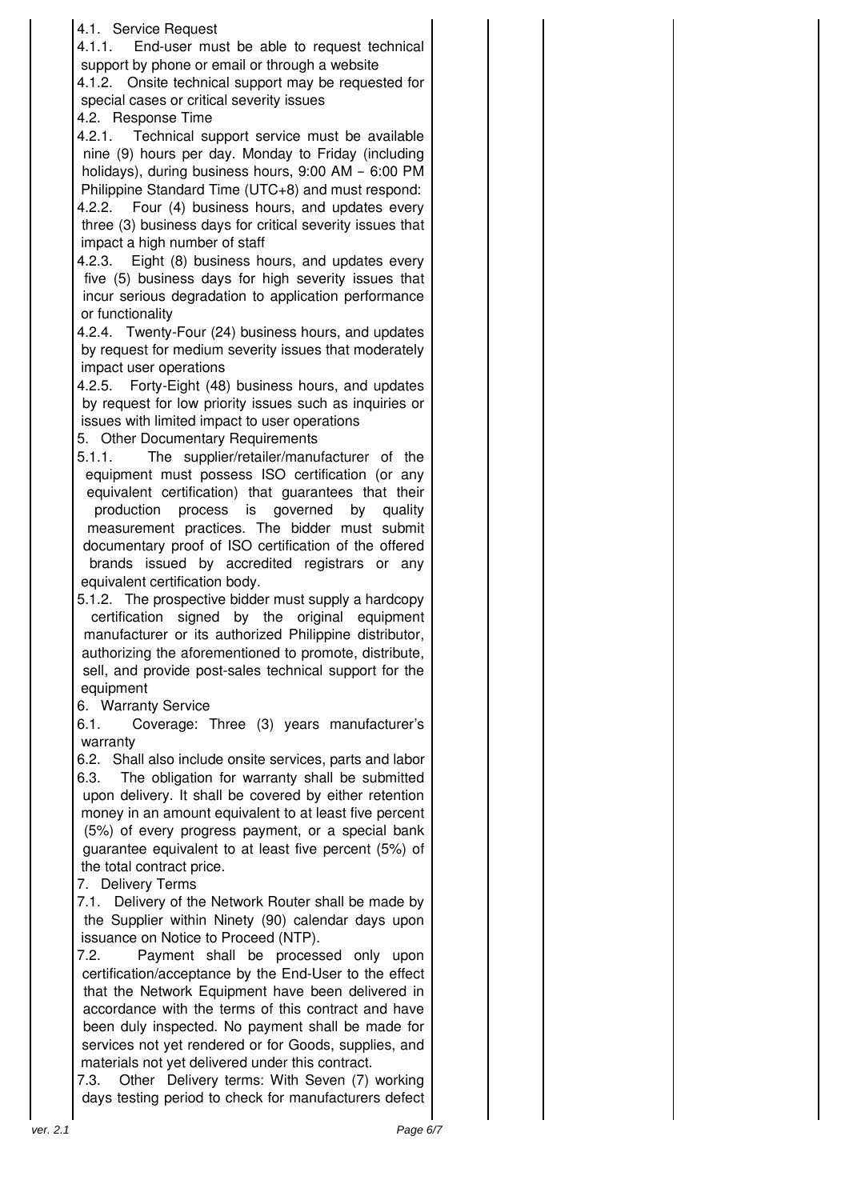4.1. Service Request

4.1.1. End-user must be able to request technical support by phone or email or through a website

4.1.2. Onsite technical support may be requested for special cases or critical severity issues

4.2. Response Time

4.2.1. Technical support service must be available nine (9) hours per day. Monday to Friday (including holidays), during business hours, 9:00 AM – 6:00 PM Philippine Standard Time (UTC+8) and must respond:

4.2.2. Four (4) business hours, and updates every three (3) business days for critical severity issues that impact a high number of staff

4.2.3. Eight (8) business hours, and updates every five (5) business days for high severity issues that incur serious degradation to application performance or functionality

4.2.4. Twenty-Four (24) business hours, and updates by request for medium severity issues that moderately impact user operations

4.2.5. Forty-Eight (48) business hours, and updates by request for low priority issues such as inquiries or issues with limited impact to user operations

5. Other Documentary Requirements

5.1.1. The supplier/retailer/manufacturer of the equipment must possess ISO certification (or any equivalent certification) that guarantees that their production process is governed by quality measurement practices. The bidder must submit documentary proof of ISO certification of the offered brands issued by accredited registrars or any equivalent certification body.

5.1.2. The prospective bidder must supply a hardcopy certification signed by the original equipment manufacturer or its authorized Philippine distributor, authorizing the aforementioned to promote, distribute, sell, and provide post-sales technical support for the equipment

6. Warranty Service

6.1. Coverage: Three (3) years manufacturer's warranty

6.2. Shall also include onsite services, parts and labor

6.3. The obligation for warranty shall be submitted upon delivery. It shall be covered by either retention money in an amount equivalent to at least five percent (5%) of every progress payment, or a special bank guarantee equivalent to at least five percent (5%) of the total contract price.

7. Delivery Terms

7.1. Delivery of the Network Router shall be made by the Supplier within Ninety (90) calendar days upon issuance on Notice to Proceed (NTP).

7.2. Payment shall be processed only upon certification/acceptance by the End-User to the effect that the Network Equipment have been delivered in accordance with the terms of this contract and have been duly inspected. No payment shall be made for services not yet rendered or for Goods, supplies, and materials not yet delivered under this contract.

7.3. Other Delivery terms: With Seven (7) working days testing period to check for manufacturers defect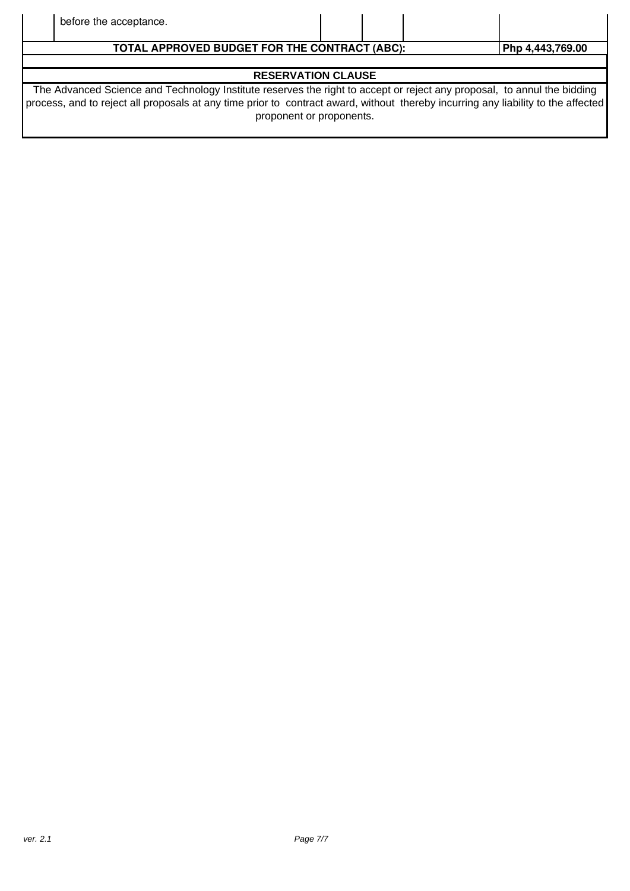| | | | | | |
|---|---|---|---|---|---|
| | before the acceptance. | | | | |
| **TOTAL APPROVED BUDGET FOR THE CONTRACT (ABC):** | | | | | **Php 4,443,769.00** |

**RESERVATION CLAUSE**

The Advanced Science and Technology Institute reserves the right to accept or reject any proposal, to annul the bidding process, and to reject all proposals at any time prior to contract award, without thereby incurring any liability to the affected proponent or proponents.

*ver. 2.1*